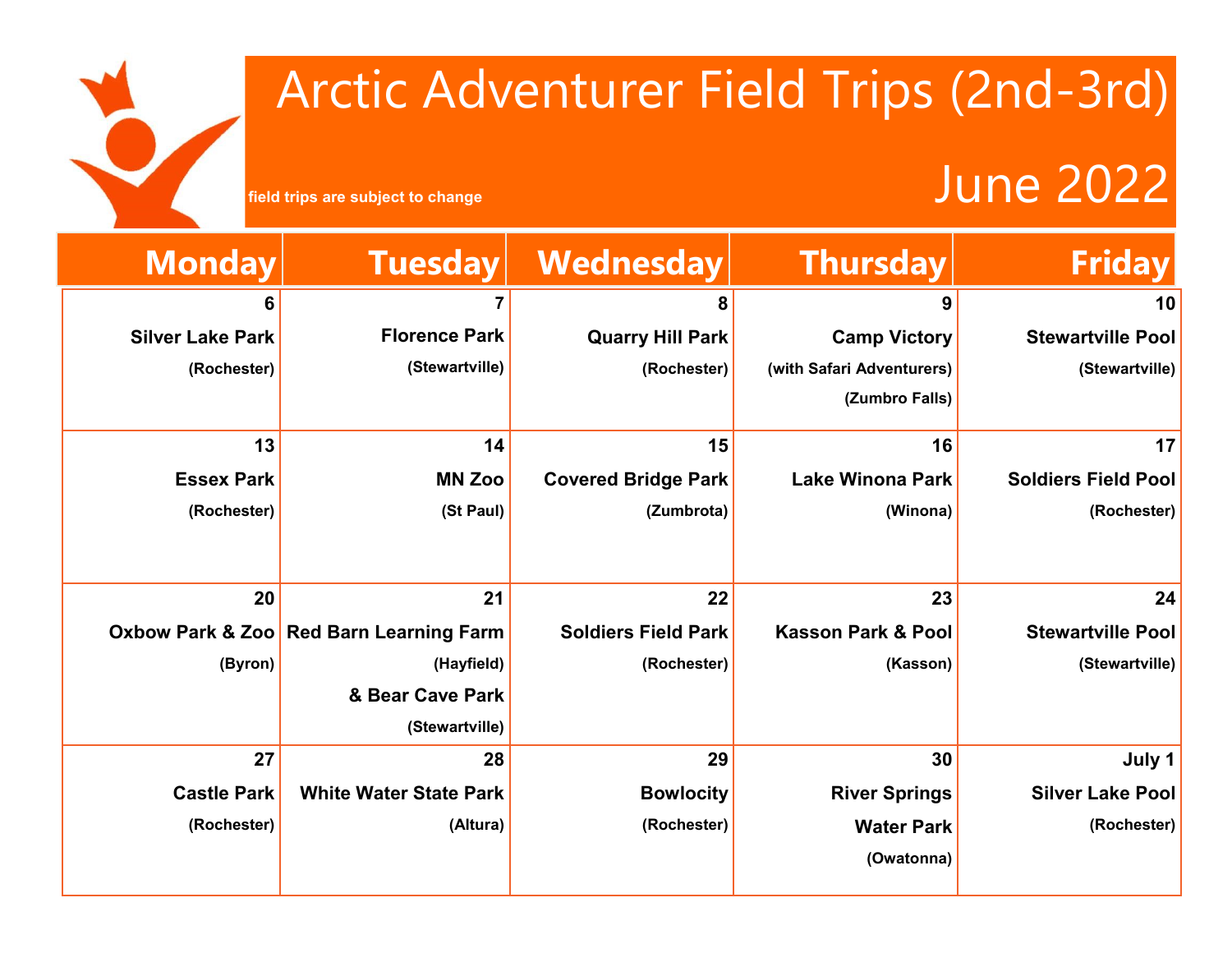# Arctic Adventurer Field Trips (2nd-3rd)

field trips are subject to change

## June 2022

| Monday | Tuesday | Wednesday | Thursday | Friday |
|---|---|---|---|---|
| **6** Silver Lake Park (Rochester) | **7** Florence Park (Stewartville) | **8** Quarry Hill Park (Rochester) | **9** Camp Victory (with Safari Adventurers) (Zumbro Falls) | **10** Stewartville Pool (Stewartville) |
| **13** Essex Park (Rochester) | **14** MN Zoo (St Paul) | **15** Covered Bridge Park (Zumbrota) | **16** Lake Winona Park (Winona) | **17** Soldiers Field Pool (Rochester) |
| **20** Oxbow Park & Zoo (Byron) | **21** Red Barn Learning Farm (Hayfield) & Bear Cave Park (Stewartville) | **22** Soldiers Field Park (Rochester) | **23** Kasson Park & Pool (Kasson) | **24** Stewartville Pool (Stewartville) |
| **27** Castle Park (Rochester) | **28** White Water State Park (Altura) | **29** Bowlocity (Rochester) | **30** River Springs Water Park (Owatonna) | **July 1** Silver Lake Pool (Rochester) |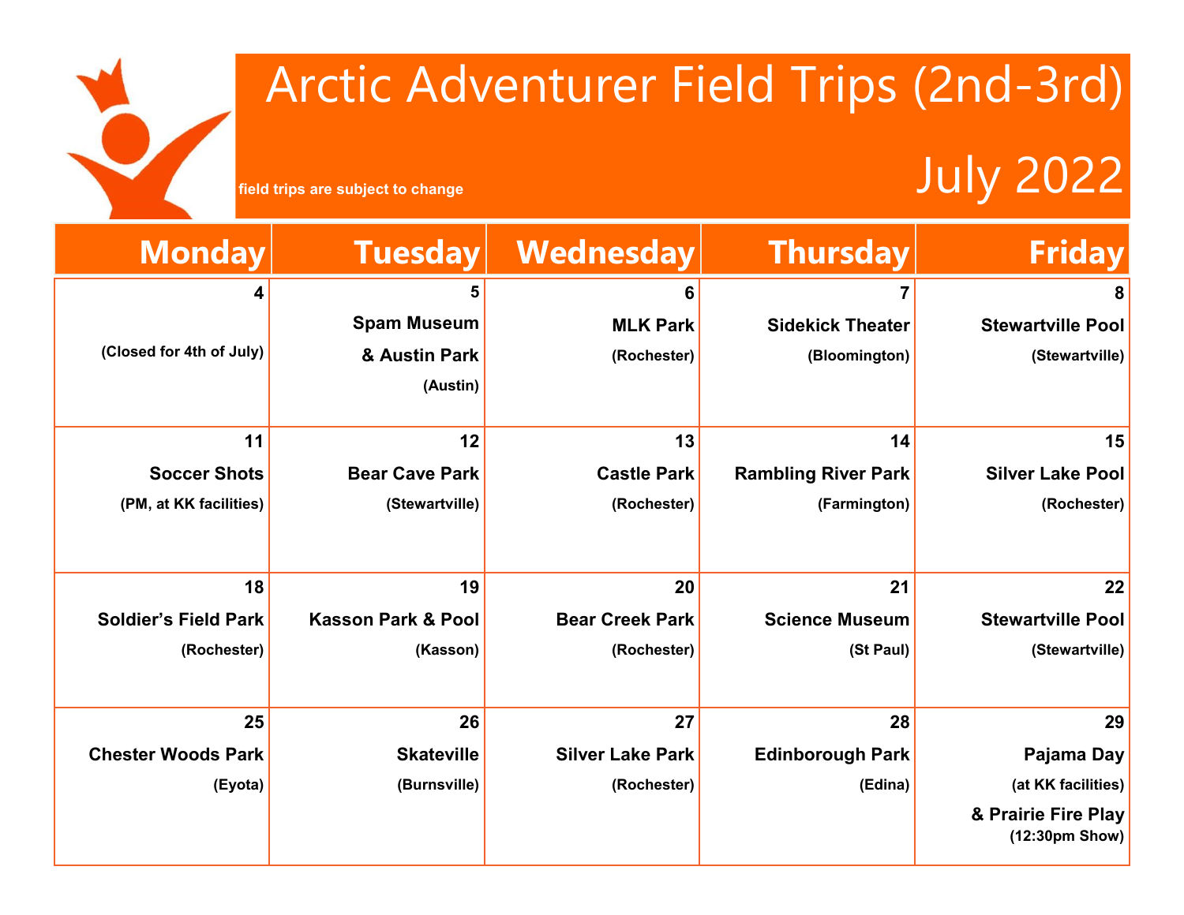# Arctic Adventurer Field Trips (2nd-3rd)

field trips are subject to change

## July 2022

| Monday | Tuesday | Wednesday | Thursday | Friday |
|---|---|---|---|---|
| **4**<br>(Closed for 4th of July) | **5**<br>**Spam Museum & Austin Park**<br>(Austin) | **6**<br>**MLK Park**<br>(Rochester) | **7**<br>**Sidekick Theater**<br>(Bloomington) | **8**<br>**Stewartville Pool**<br>(Stewartville) |
| **11**<br>**Soccer Shots**<br>(PM, at KK facilities) | **12**<br>**Bear Cave Park**<br>(Stewartville) | **13**<br>**Castle Park**<br>(Rochester) | **14**<br>**Rambling River Park**<br>(Farmington) | **15**<br>**Silver Lake Pool**<br>(Rochester) |
| **18**<br>**Soldier's Field Park**<br>(Rochester) | **19**<br>**Kasson Park & Pool**<br>(Kasson) | **20**<br>**Bear Creek Park**<br>(Rochester) | **21**<br>**Science Museum**<br>(St Paul) | **22**<br>**Stewartville Pool**<br>(Stewartville) |
| **25**<br>**Chester Woods Park**<br>(Eyota) | **26**<br>**Skateville**<br>(Burnsville) | **27**<br>**Silver Lake Park**<br>(Rochester) | **28**<br>**Edinborough Park**<br>(Edina) | **29**<br>**Pajama Day**<br>(at KK facilities)<br>**& Prairie Fire Play**<br>(12:30pm Show) |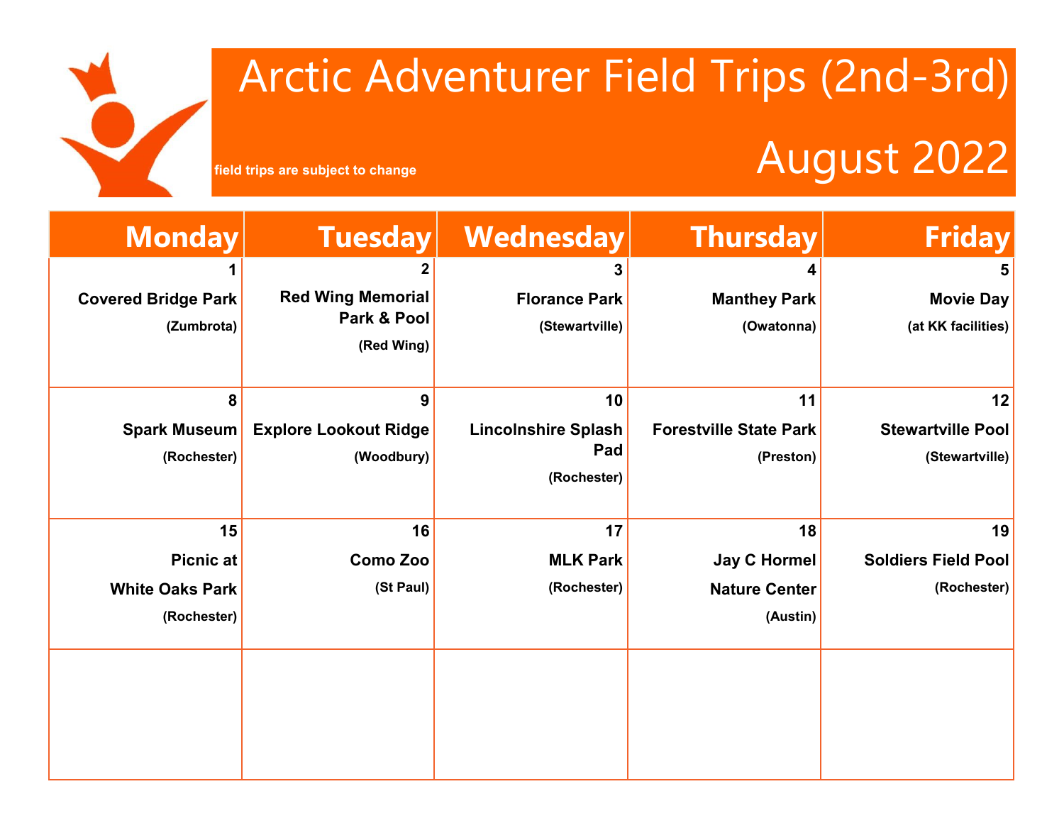# Arctic Adventurer Field Trips (2nd-3rd)

# August 2022

field trips are subject to change

| Monday | Tuesday | Wednesday | Thursday | Friday |
|---|---|---|---|---|
| **1** **Covered Bridge Park** **(Zumbrota)** | **2** **Red Wing Memorial Park & Pool** **(Red Wing)** | **3** **Florance Park** **(Stewartville)** | **4** **Manthey Park** **(Owatonna)** | **5** **Movie Day** **(at KK facilities)** |
| **8** **Spark Museum** **(Rochester)** | **9** **Explore Lookout Ridge** **(Woodbury)** | **10** **Lincolnshire Splash Pad** **(Rochester)** | **11** **Forestville State Park** **(Preston)** | **12** **Stewartville Pool** **(Stewartville)** |
| **15** **Picnic at White Oaks Park** **(Rochester)** | **16** **Como Zoo** **(St Paul)** | **17** **MLK Park** **(Rochester)** | **18** **Jay C Hormel Nature Center** **(Austin)** | **19** **Soldiers Field Pool** **(Rochester)** |
| | | | | |